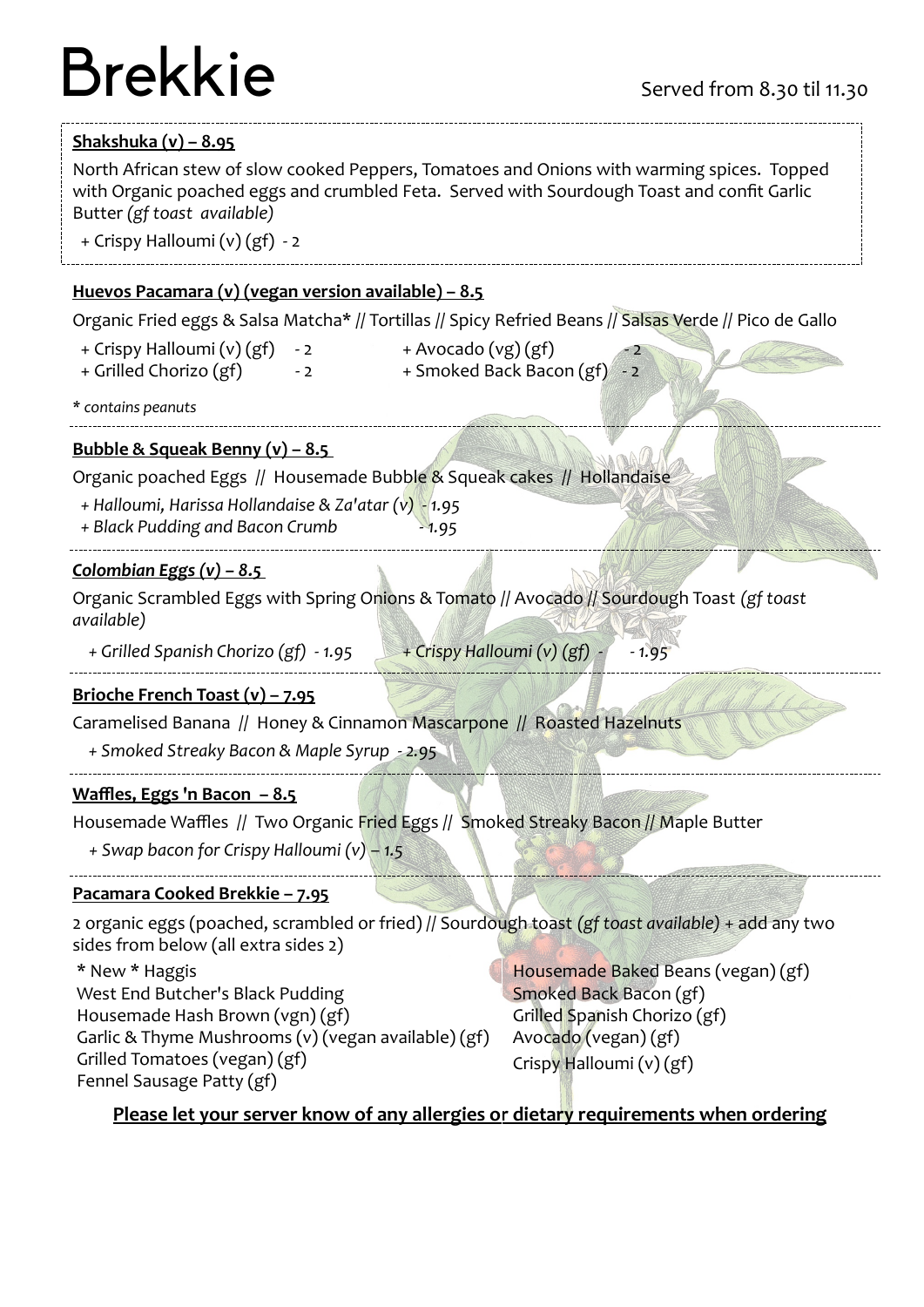# Brekkie

Served from 8.30 til 11.30

**Shakshuka (v) – 8.95**

North African stew of slow cooked Peppers, Tomatoes and Onions with warming spices. Topped with Organic poached eggs and crumbled Feta. Served with Sourdough Toast and confit Garlic Butter *(gf toast available)*

+ Crispy Halloumi (v) (gf) - 2

**Huevos Pacamara (v) (vegan version available) – 8.5**

Organic Fried eggs & Salsa Matcha* // Tortillas // Spicy Refried Beans // Salsas Verde // Pico de Gallo

+ Crispy Halloumi (v) (gf) - 2
+ Grilled Chorizo (gf) - 2
+ Avocado (vg) (gf) - 2
+ Smoked Back Bacon (gf) - 2

*\* contains peanuts*

**Bubble & Squeak Benny (v) – 8.5**

Organic poached Eggs // Housemade Bubble & Squeak cakes // Hollandaise

*+ Halloumi, Harissa Hollandaise & Za'atar (v) - 1.95*
*+ Black Pudding and Bacon Crumb - 1.95*

***Colombian Eggs (v) – 8.5***

Organic Scrambled Eggs with Spring Onions & Tomato // Avocado // Sourdough Toast *(gf toast available)*

*+ Grilled Spanish Chorizo (gf) - 1.95*
*+ Crispy Halloumi (v) (gf) - - 1.95*

**Brioche French Toast (v) – 7.95**

Caramelised Banana // Honey & Cinnamon Mascarpone // Roasted Hazelnuts

*+ Smoked Streaky Bacon & Maple Syrup - 2.95*

**Waffles, Eggs 'n Bacon – 8.5**

Housemade Waffles // Two Organic Fried Eggs // Smoked Streaky Bacon // Maple Butter

*+ Swap bacon for Crispy Halloumi (v) – 1.5*

**Pacamara Cooked Brekkie – 7.95**

2 organic eggs (poached, scrambled or fried) // Sourdough toast *(gf toast available)* + add any two sides from below (all extra sides 2)

\* New \* Haggis
West End Butcher's Black Pudding
Housemade Hash Brown (vgn) (gf)
Garlic & Thyme Mushrooms (v) (vegan available) (gf)
Grilled Tomatoes (vegan) (gf)
Fennel Sausage Patty (gf)
Housemade Baked Beans (vegan) (gf)
Smoked Back Bacon (gf)
Grilled Spanish Chorizo (gf)
Avocado (vegan) (gf)
Crispy Halloumi (v) (gf)

**Please let your server know of any allergies or dietary requirements when ordering**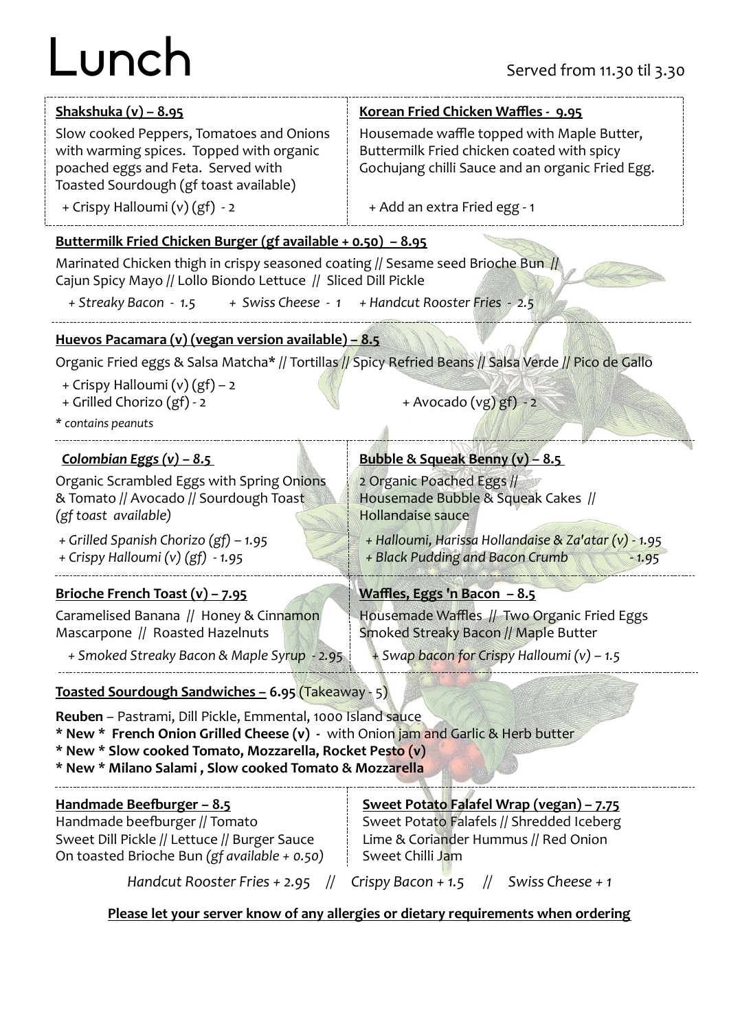# Lunch

Served from 11.30 til 3.30

**Shakshuka (v) – 8.95**

Slow cooked Peppers, Tomatoes and Onions with warming spices. Topped with organic poached eggs and Feta. Served with Toasted Sourdough (gf toast available)

+ Crispy Halloumi (v) (gf) - 2

**Korean Fried Chicken Waffles - 9.95**

Housemade waffle topped with Maple Butter, Buttermilk Fried chicken coated with spicy Gochujang chilli Sauce and an organic Fried Egg.

+ Add an extra Fried egg - 1

**Buttermilk Fried Chicken Burger (gf available + 0.50) – 8.95**

Marinated Chicken thigh in crispy seasoned coating // Sesame seed Brioche Bun // Cajun Spicy Mayo // Lollo Biondo Lettuce // Sliced Dill Pickle

*+ Streaky Bacon - 1.5*  *+ Swiss Cheese - 1*  *+ Handcut Rooster Fries - 2.5*

**Huevos Pacamara (v) (vegan version available) – 8.5**

Organic Fried eggs & Salsa Matcha* // Tortillas // Spicy Refried Beans // Salsa Verde // Pico de Gallo

+ Crispy Halloumi (v) (gf) – 2
+ Grilled Chorizo (gf) - 2
+ Avocado (vg) gf) - 2

*\* contains peanuts*

***Colombian Eggs (v) – 8.5***

Organic Scrambled Eggs with Spring Onions & Tomato // Avocado // Sourdough Toast *(gf toast available)*

*+ Grilled Spanish Chorizo (gf) – 1.95*
*+ Crispy Halloumi (v) (gf) - 1.95*

**Bubble & Squeak Benny (v) – 8.5**

2 Organic Poached Eggs // Housemade Bubble & Squeak Cakes // Hollandaise sauce

*+ Halloumi, Harissa Hollandaise & Za'atar (v) - 1.95*
*+ Black Pudding and Bacon Crumb - 1.95*

**Brioche French Toast (v) – 7.95**

Caramelised Banana // Honey & Cinnamon Mascarpone // Roasted Hazelnuts

*+ Smoked Streaky Bacon & Maple Syrup - 2.95*

**Waffles, Eggs 'n Bacon – 8.5**

Housemade Waffles // Two Organic Fried Eggs Smoked Streaky Bacon // Maple Butter

*+ Swap bacon for Crispy Halloumi (v) – 1.5*

**Toasted Sourdough Sandwiches – 6.95** (Takeaway - 5)

**Reuben** – Pastrami, Dill Pickle, Emmental, 1000 Island sauce
**\* New \* French Onion Grilled Cheese (v)** - with Onion jam and Garlic & Herb butter
**\* New \* Slow cooked Tomato, Mozzarella, Rocket Pesto (v)**
**\* New \* Milano Salami , Slow cooked Tomato & Mozzarella**

**Handmade Beefburger – 8.5**

Handmade beefburger // Tomato Sweet Dill Pickle // Lettuce // Burger Sauce On toasted Brioche Bun *(gf available + 0.50)*

**Sweet Potato Falafel Wrap (vegan) – 7.75**

Sweet Potato Falafels // Shredded Iceberg Lime & Coriander Hummus // Red Onion Sweet Chilli Jam

*Handcut Rooster Fries + 2.95 // Crispy Bacon + 1.5 // Swiss Cheese + 1*

**Please let your server know of any allergies or dietary requirements when ordering**